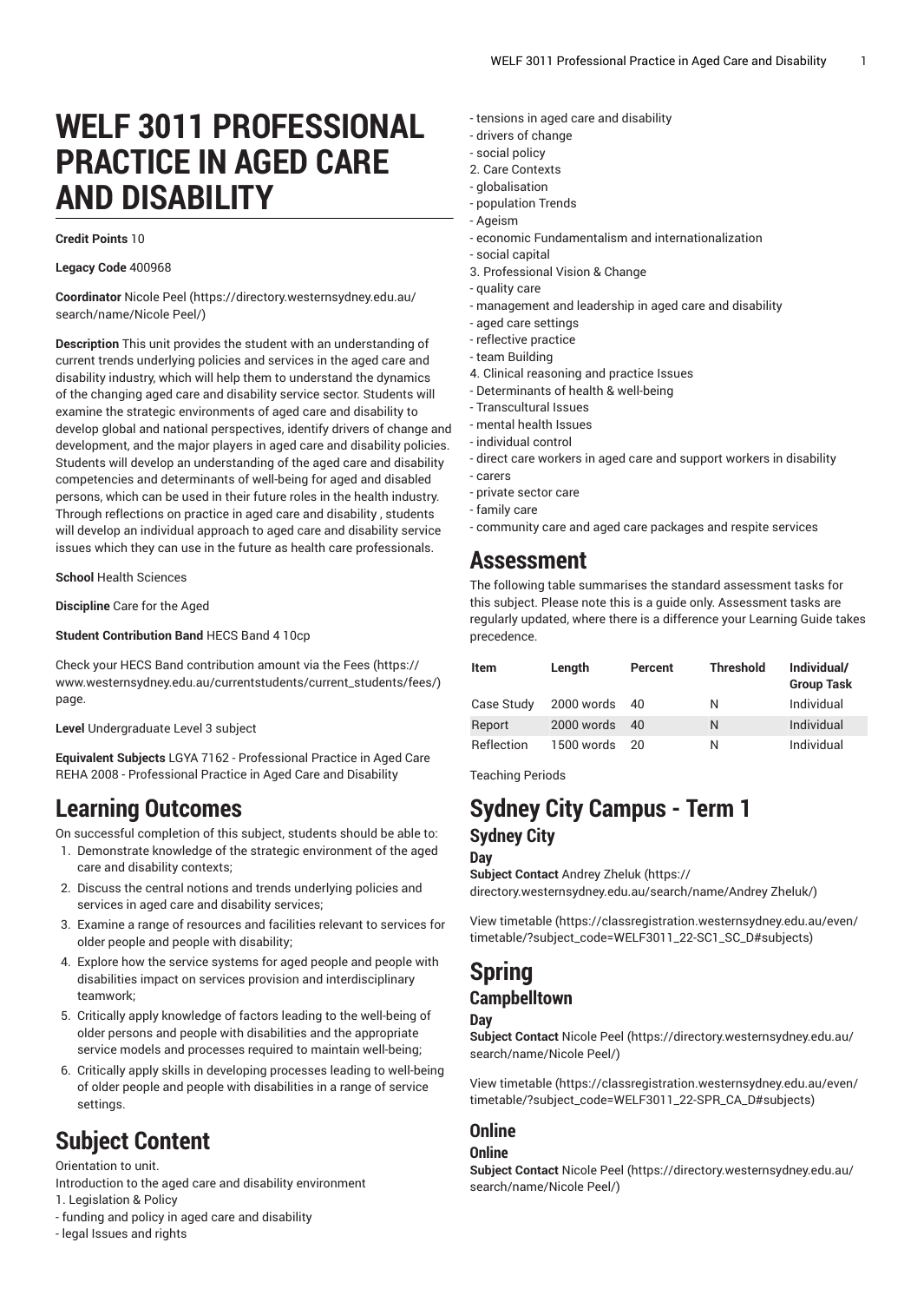# WELF 3011 PROFESSIONAL PRACTICE IN AGED CARE AND DISABILITY

**Credit Points** 10

**Legacy Code** 400968

**Coordinator** Nicole Peel (https://directory.westernsydney.edu.au/search/name/Nicole Peel/)

**Description** This unit provides the student with an understanding of current trends underlying policies and services in the aged care and disability industry, which will help them to understand the dynamics of the changing aged care and disability service sector. Students will examine the strategic environments of aged care and disability to develop global and national perspectives, identify drivers of change and development, and the major players in aged care and disability policies. Students will develop an understanding of the aged care and disability competencies and determinants of well-being for aged and disabled persons, which can be used in their future roles in the health industry. Through reflections on practice in aged care and disability , students will develop an individual approach to aged care and disability service issues which they can use in the future as health care professionals.

**School** Health Sciences

**Discipline** Care for the Aged

**Student Contribution Band** HECS Band 4 10cp

Check your HECS Band contribution amount via the Fees (https://www.westernsydney.edu.au/currentstudents/current_students/fees/) page.

**Level** Undergraduate Level 3 subject

**Equivalent Subjects** LGYA 7162 - Professional Practice in Aged Care REHA 2008 - Professional Practice in Aged Care and Disability

## Learning Outcomes

On successful completion of this subject, students should be able to:

1. Demonstrate knowledge of the strategic environment of the aged care and disability contexts;
2. Discuss the central notions and trends underlying policies and services in aged care and disability services;
3. Examine a range of resources and facilities relevant to services for older people and people with disability;
4. Explore how the service systems for aged people and people with disabilities impact on services provision and interdisciplinary teamwork;
5. Critically apply knowledge of factors leading to the well-being of older persons and people with disabilities and the appropriate service models and processes required to maintain well-being;
6. Critically apply skills in developing processes leading to well-being of older people and people with disabilities in a range of service settings.

## Subject Content

Orientation to unit.
Introduction to the aged care and disability environment
1. Legislation & Policy
- funding and policy in aged care and disability
- legal Issues and rights
- tensions in aged care and disability
- drivers of change
- social policy
2. Care Contexts
- globalisation
- population Trends
- Ageism
- economic Fundamentalism and internationalization
- social capital
3. Professional Vision & Change
- quality care
- management and leadership in aged care and disability
- aged care settings
- reflective practice
- team Building
4. Clinical reasoning and practice Issues
- Determinants of health & well-being
- Transcultural Issues
- mental health Issues
- individual control
- direct care workers in aged care and support workers in disability
- carers
- private sector care
- family care
- community care and aged care packages and respite services

## Assessment

The following table summarises the standard assessment tasks for this subject. Please note this is a guide only. Assessment tasks are regularly updated, where there is a difference your Learning Guide takes precedence.

| Item | Length | Percent | Threshold | Individual/ Group Task |
|---|---|---|---|---|
| Case Study | 2000 words | 40 | N | Individual |
| Report | 2000 words | 40 | N | Individual |
| Reflection | 1500 words | 20 | N | Individual |

Teaching Periods

## Sydney City Campus - Term 1

### Sydney City

#### Day

**Subject Contact** Andrey Zheluk (https://directory.westernsydney.edu.au/search/name/Andrey Zheluk/)

View timetable (https://classregistration.westernsydney.edu.au/even/timetable/?subject_code=WELF3011_22-SC1_SC_D#subjects)

## Spring

### Campbelltown

#### Day

**Subject Contact** Nicole Peel (https://directory.westernsydney.edu.au/search/name/Nicole Peel/)

View timetable (https://classregistration.westernsydney.edu.au/even/timetable/?subject_code=WELF3011_22-SPR_CA_D#subjects)

### Online

#### Online

**Subject Contact** Nicole Peel (https://directory.westernsydney.edu.au/search/name/Nicole Peel/)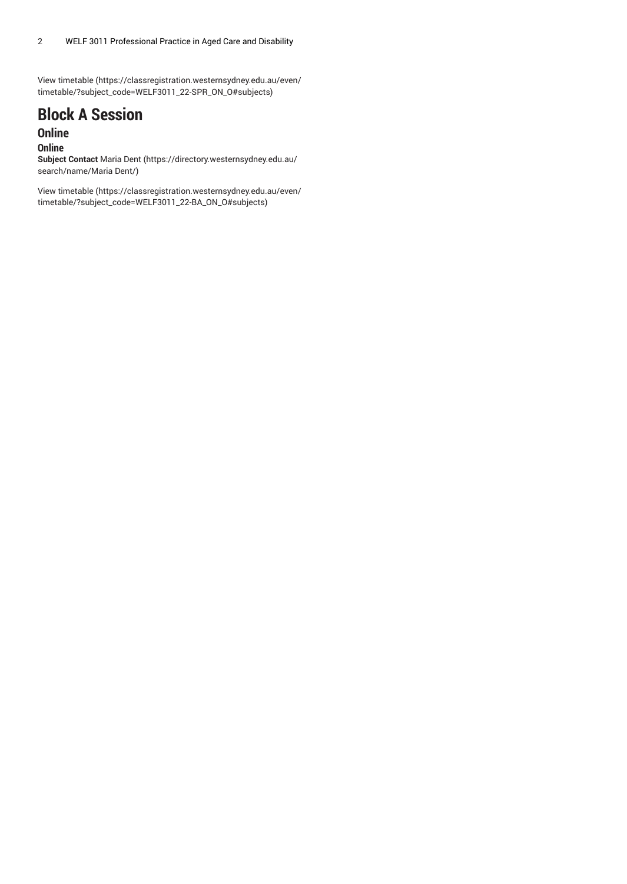View timetable (https://classregistration.westernsydney.edu.au/even/timetable/?subject_code=WELF3011_22-SPR_ON_O#subjects)

# Block A Session

## Online

### Online

**Subject Contact** Maria Dent (https://directory.westernsydney.edu.au/search/name/Maria Dent/)

View timetable (https://classregistration.westernsydney.edu.au/even/timetable/?subject_code=WELF3011_22-BA_ON_O#subjects)